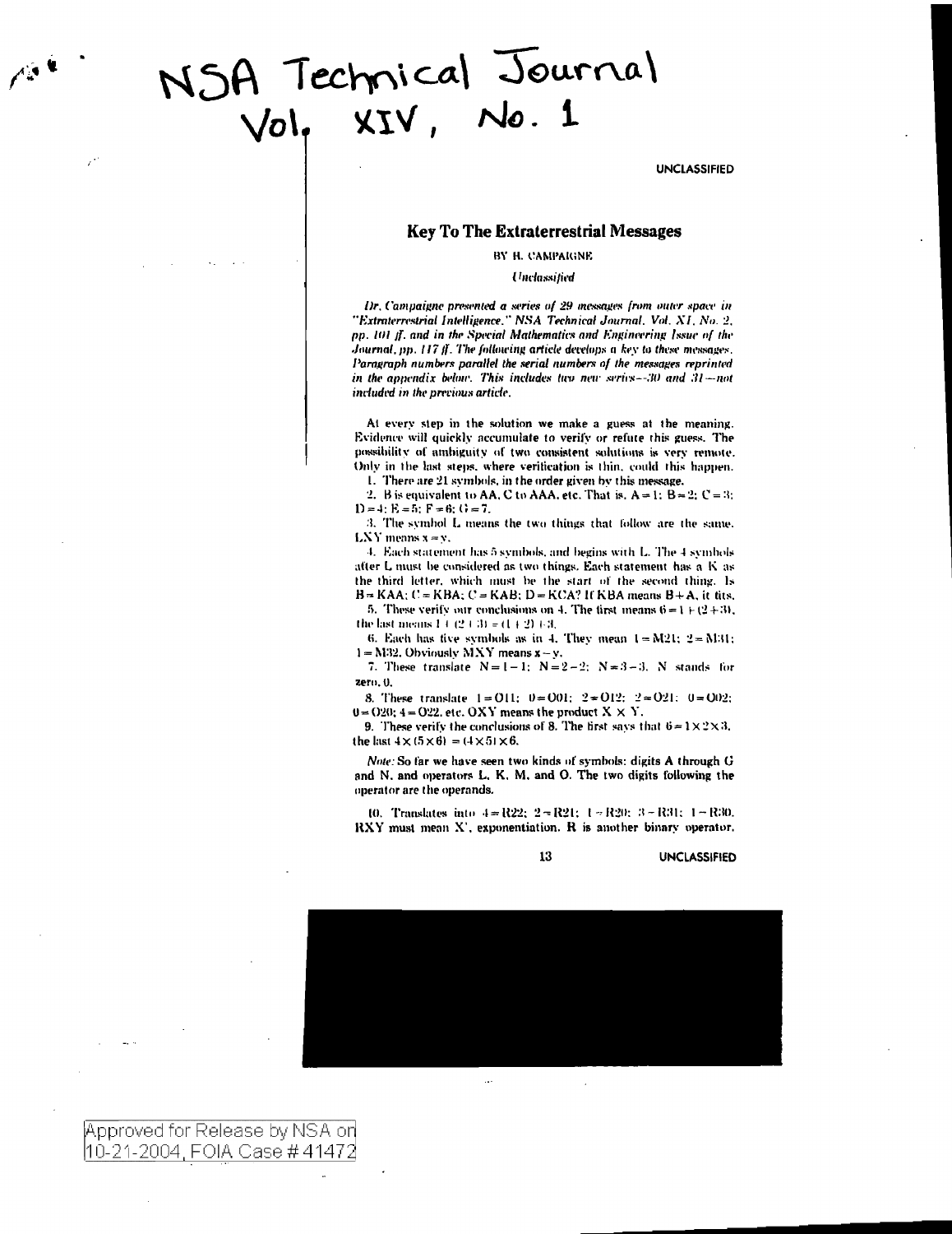NSA Technical Journal
Vol. XIV, No. 1

UNCLASSIFIED

## Key To The Extraterrestrial Messages

BY H. CAMPAIGNE

*Unclassified*

*Dr. Campaigne presented a series of 29 messages from outer space in "Extraterrestrial Intelligence," NSA Technical Journal, Vol. XI, No. 2, pp. 101 ff. and in the Special Mathematics and Engineering Issue of the Journal, pp. 117 ff. The following article develops a key to these messages. Paragraph numbers parallel the serial numbers of the messages reprinted in the appendix below. This includes two new series—30 and 31—not included in the previous article.*

At every step in the solution we make a guess at the meaning. Evidence will quickly accumulate to verify or refute this guess. The possibility of ambiguity of two consistent solutions is very remote. Only in the last steps, where verification is thin, could this happen.

1. There are 21 symbols, in the order given by this message.

2. B is equivalent to AA, C to AAA, etc. That is, A = 1; B = 2; C = 3; D = 4; E = 5; F = 6; G = 7.

3. The symbol L means the two things that follow are the same. LXY means x = y.

4. Each statement has 5 symbols, and begins with L. The 4 symbols after L must be considered as two things. Each statement has a K as the third letter, which must be the start of the second thing. Is B = KAA; C = KBA; C = KAB; D = KCA? If KBA means B + A, it fits.

5. These verify our conclusions on 4. The first means 6 = 1 + (2 + 3), the last means 1 + (2 + 3) = (1 + 2) + 3.

6. Each has five symbols as in 4. They mean 1 = M21; 2 = M31; 1 = M32. Obviously MXY means x − y.

7. These translate N = 1 − 1; N = 2 − 2; N = 3 − 3. N stands for zero, 0.

8. These translate 1 = O11; 0 = O01; 2 = O12; 2 = O21; 0 = O02; 0 = O20; 4 = O22, etc. OXY means the product X × Y.

9. These verify the conclusions of 8. The first says that 6 = 1 × 2 × 3, the last 4 × (5 × 6) = (4 × 5) × 6.

*Note:* So far we have seen two kinds of symbols: digits A through G and N, and operators L, K, M, and O. The two digits following the operator are the operands.

10. Translates into 4 = R22; 2 = R21; 1 = R20; 3 = R31; 1 = R30. RXY must mean $X^Y$, exponentiation. R is another binary operator.

UNCLASSIFIED

Approved for Release by NSA on 10-21-2004, FOIA Case # 41472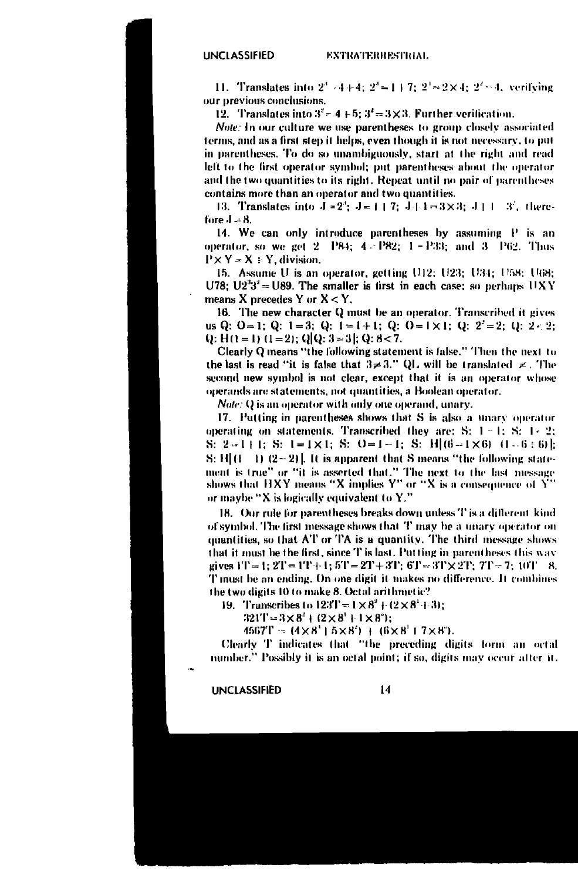11. Translates into $2^3 = 4+4$; $2^3 = 1+7$; $2^3 = 2\times 4$; $2^2 = 4$, verifying our previous conclusions.

12. Translates into $3^2 = 4+5$; $3^2 = 3\times 3$. Further verification.

*Note:* In our culture we use parentheses to group closely associated terms, and as a first step it helps, even though it is not necessary, to put in parentheses. To do so unambiguously, start at the right and read left to the first operator symbol; put parentheses about the operator and the two quantities to its right. Repeat until no pair of parentheses contains more than an operator and two quantities.

13. Translates into $J = 2^3$; $J = 1+7$; $J+1 = 3\times 3$; $J+1 = 3^2$, therefore $J = 8$.

14. We can only introduce parentheses by assuming P is an operator, so we get $2 = P84$; $4 = P82$; $1 = P33$; and $3 = P62$. Thus $P\times Y = X \div Y$, division.

15. Assume U is an operator, getting U12; U23; U34; U58; U68; U78; $U2^3 3^2 = U89$. The smaller is first in each case; so perhaps UXY means X precedes Y or $X < Y$.

16. The new character Q must be an operator. Transcribed it gives us Q: $O = 1$; Q: $1 = 3$; Q: $1 = 1+1$; Q: $O = 1\times 1$; Q: $2^2 = 2$; Q: $2 < 2$; Q: $H(1 = 1)$ $(1 = 2)$; Q|Q: $3 = 3$|; Q: $8 < 7$.

Clearly Q means "the following statement is false." Then the next to the last is read "it is false that $3 \neq 3$." QL will be translated $\neq$. The second new symbol is not clear, except that it is an operator whose operands are statements, not quantities, a Boolean operator.

*Note:* Q is an operator with only one operand, unary.

17. Putting in parentheses shows that S is also a unary operator operating on statements. Transcribed they are: S: $1 = 1$; S: $1 < 2$; S: $2 = 1+1$; S: $1 = 1\times 1$; S: $O = 1-1$; S: $H|(6 = 1\times 6)$ $(1 = 6 \div 6)$|; S: $H|(1 = 1)$ $(2 = 2)$|. It is apparent that S means "the following statement is true" or "it is asserted that." The next to the last message shows that HXY means "X implies Y" or "X is a consequence of Y" or maybe "X is logically equivalent to Y."

18. Our rule for parentheses breaks down unless T is a different kind of symbol. The first message shows that T may be a unary operator on quantities, so that AT or TA is a quantity. The third message shows that it must be the first, since T is last. Putting in parentheses this way gives $1T = 1$; $2T = 1T+1$; $5T = 2T+3T$; $6T = 3T\times 2T$; $7T = 7$; $10T = 8$. T must be an ending. On one digit it makes no difference. It combines the two digits 10 to make 8. Octal arithmetic?

19. Transcribes to $123T = 1\times 8^2 + (2\times 8^1 + 3)$;

$321T = 3\times 8^2 + (2\times 8^1 + 1\times 8^0)$;

$4567T = (4\times 8^3 + 5\times 8^2) + (6\times 8^1 + 7\times 8^0)$.

Clearly T indicates that "the preceding digits form an octal number." Possibly it is an octal point; if so, digits may occur after it.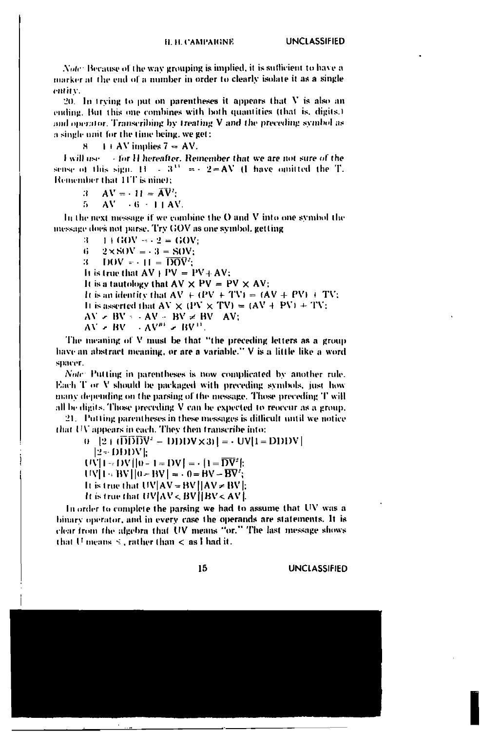*Note:* Because of the way grouping is implied, it is sufficient to have a marker at the end of a number in order to clearly isolate it as a single entity.

20. In trying to put on parentheses it appears that V is also an ending. But this one combines with both quantities (that is, digits,) and operator. Transcribing by *treating V and the preceding symbol as a single unit* for the time being, we get:

8   1 + AV implies 7 = AV.

*I will use · for H hereafter. Remember that we are not sure of the* sense of this sign. 11 · 3[T] = · 2 = AV (I have omitted the T. Remember that 11T is nine);

3   AV = · 11 = $\overline{AV}^2$;

5   AV · 6 · 1 1 AV.

In the next message if we combine the O and V into one symbol the message does not parse. Try GOV as one symbol, getting

3   1 + GOV = · 2 = GOV;

6   2 × SOV = · 3 = SOV;

3   DOV = · 11 = $\overline{DOV}^2$;

It is true that AV + PV = PV + AV;

It is a tautology that AV × PV = PV × AV;

It is an identity that AV + (PV + TV) = (AV + PV) + TV;

It is asserted that AV × (PV × TV) = (AV + PV) + TV;

AV ≠ BV = · AV · BV ≠ BV AV;

AV ≠ BV · AV[B] ≠ BV[A].

The meaning of V must be that "the preceding letters as a group have an abstract meaning, or are a variable." V is a little like a word spacer.

*Note:* Putting in parentheses is now complicated by another rule. Each T or V should be packaged with preceding symbols, just how many depending on the parsing of the message. Those preceding T will all be digits. Those preceding V can be expected to reoccur as a group.

21. Putting parentheses in these messages is difficult until we notice that UV appears in each. They then transcribe into:

0   |2 + ($\overline{DDD}V^2$ − DDDV × 3)| = · UV|1 = DDDV|
   |2 = DDDV|;

UV|1 = DV||0 − 1 = DV| = · |1 = $\overline{DV}^2$|;

UV|1 = BV||0 = BV| = · 0 = BV − $\overline{BV}^2$;

It is true that UV|AV = BV||AV ≠ BV|;

*It is true that* UV|AV < BV||BV < AV|.

In order to complete the parsing we had to assume that UV was a binary operator, and in every case the operands are statements. It is clear from the algebra that UV means "or." The last message shows that U means ≤, rather than < as I had it.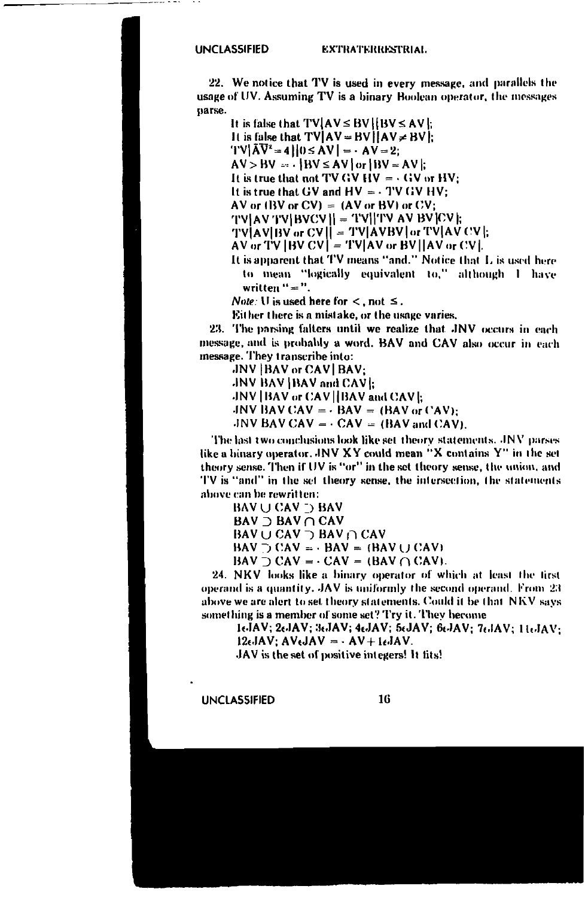22. We notice that TV is used in every message, and parallels the usage of UV. Assuming TV is a binary Boolean operator, the messages parse.

> It is false that TV|AV ≤ BV||BV ≤ AV|;
> It is false that TV|AV = BV||AV ≠ BV|;
> TV|$\bar{A}\bar{V}^2$ = 4||0 ≤ AV| = · AV = 2;
> AV > BV = · |BV ≤ AV| or |BV = AV|;
> It is true that not TV GV HV = · GV or HV;
> It is true that GV and HV = · TV GV HV;
> AV or (BV or CV) = (AV or BV) or CV;
> TV|AV TV|BVCV|| = TV||TV AV BV|CV|;
> TV|AV|BV or CV|| = TV|AVBV| or TV|AV CV|;
> AV or TV |BV CV| = TV|AV or BV||AV or CV|.
> It is apparent that TV means "and." Notice that L is used here to mean "logically equivalent to," although I have written "=".
> *Note:* U is used here for <, not ≤.
> Either there is a mistake, or the usage varies.

23. The parsing falters until we realize that JNV occurs in each message, and is probably a word. BAV and CAV also occur in each message. They transcribe into:

> JNV |BAV or CAV| BAV;
> JNV BAV |BAV and CAV|;
> JNV |BAV or CAV||BAV and CAV|;
> JNV BAV CAV = · BAV = (BAV or CAV);
> JNV BAV CAV = · CAV = (BAV and CAV).

The last two conclusions look like set theory statements. JNV parses like a binary operator. JNV XY could mean "X contains Y" in the set theory sense. Then if UV is "or" in the set theory sense, the union, and TV is "and" in the set theory sense, the intersection, the statements above can be rewritten:

> BAV ∪ CAV ⊃ BAV
> BAV ⊃ BAV ∩ CAV
> BAV ∪ CAV ⊃ BAV ∩ CAV
> BAV ⊃ CAV = · BAV = (BAV ∪ CAV)
> BAV ⊃ CAV = · CAV = (BAV ∩ CAV).

24. NKV looks like a binary operator of which at least the first operand is a quantity. JAV is uniformly the second operand. From 23 above we are alert to set theory statements. Could it be that NKV says something is a member of some set? Try it. They become

> 1∊JAV; 2∊JAV; 3∊JAV; 4∊JAV; 5∊JAV; 6∊JAV; 7∊JAV; 11∊JAV; 12∊JAV; AV∊JAV = · AV+1∊JAV.
> JAV is the set of positive integers! It fits!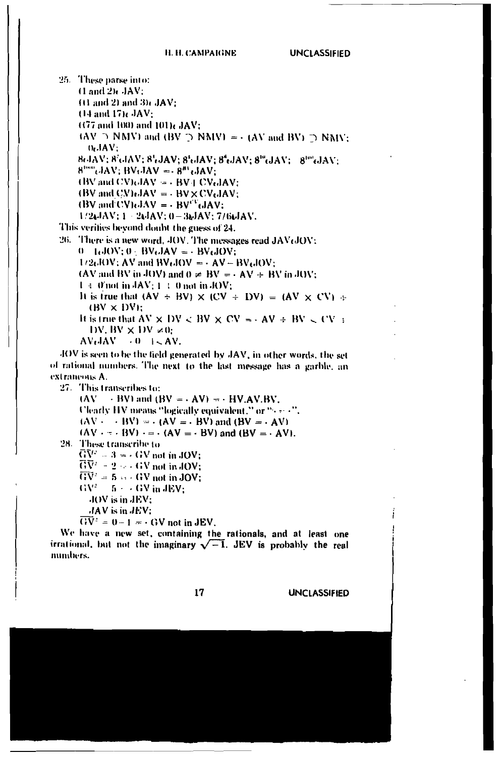25. These parse into:

$(1 \text{ and } 2) \epsilon \text{ JAV}$;

$((1 \text{ and } 2) \text{ and } 3) \epsilon \text{ JAV}$;

$(14 \text{ and } 17) \epsilon \text{ JAV}$;

$((77 \text{ and } 100) \text{ and } 101) \epsilon \text{ JAV}$;

$(\text{AV} \supset \text{NMV}) \text{ and } (\text{BV} \supset \text{NMV}) = \cdot (\text{AV and BV}) \supset \text{NMV}$;

$0 \epsilon \text{JAV}$;

$8 \epsilon \text{JAV}$; $8' \epsilon \text{JAV}$; $8'' \epsilon \text{JAV}$; $8''' \epsilon \text{JAV}$; $8'''' \epsilon \text{JAV}$; $8^{'''} \epsilon \text{JAV}$; $8^{''''} \epsilon \text{JAV}$;

$8^{'''''} \epsilon \text{JAV}$; $\text{BV} \epsilon \text{JAV} = \cdot 8^{\text{B}'} \epsilon \text{JAV}$;

$(\text{BV and CV}) \epsilon \text{JAV} = \cdot \text{BV} + \text{CV} \epsilon \text{JAV}$;

$(\text{BV and CV}) \epsilon \text{JAV} = \cdot \text{BV} \times \text{CV} \epsilon \text{JAV}$;

$(\text{BV and CV}) \epsilon \text{JAV} = \cdot \text{BV}^{\text{CV}} \epsilon \text{JAV}$;

$1/2 \epsilon \text{JAV}$; $1 - 2 \epsilon \text{JAV}$; $0 - 3 \epsilon \text{JAV}$; $7/6 \epsilon \text{JAV}$.

This verifies beyond doubt the guess of 24.

26. There is a new word, JOV. The messages read JAV $\epsilon$ JOV:

$0 - 1 \epsilon \text{JOV}$; $0 - \text{BV} \epsilon \text{JAV} = \cdot \text{BV} \epsilon \text{JOV}$;

$1/2 \epsilon \text{JOV}$; $\text{AV and BV} \epsilon \text{JOV} = \cdot \text{AV} - \text{BV} \epsilon \text{JOV}$;

$(\text{AV and BV in JOV}) \text{ and } 0 \neq \text{BV} = \cdot \text{AV} \div \text{BV in JOV}$;

$1 \div 0$ not in JAV; $1 \div 0$ not in JOV;

It is true that $(\text{AV} \div \text{BV}) \times (\text{CV} \div \text{DV}) = (\text{AV} \times \text{CV}) \div (\text{BV} \times \text{DV})$;

It is true that $\text{AV} \times \text{DV} < \text{BV} \times \text{CV} = \cdot \text{AV} \div \text{BV} < \text{CV} \div \text{DV}$, $\text{BV} \times \text{DV} \neq 0$;

$\text{AV} \epsilon \text{JAV} \cdot 0 - 1 < \text{AV}$.

JOV is seen to be the field generated by JAV, in other words, the set of rational numbers. The next to the last message has a garble, an extraneous A.

27. This transcribes to:

$(\text{AV} \cdot \text{BV}) \text{ and } (\text{BV} = \cdot \text{AV}) = \cdot \text{HV.AV.BV}$.

Clearly HV means "logically equivalent," or "$\cdot = \cdot$".

$(\text{AV} \cdot \cdot \text{BV}) = \cdot (\text{AV} = \cdot \text{BV}) \text{ and } (\text{BV} = \cdot \text{AV})$

$(\text{AV} \cdot = \cdot \text{BV}) \cdot = \cdot (\text{AV} = \cdot \text{BV}) \text{ and } (\text{BV} = \cdot \text{AV})$.

28. These transcribe to

$\overline{\text{GV}^2 = 3} = \cdot \text{GV}$ not in JOV;

$\overline{\text{GV}^2 = 2} = \cdot \text{GV}$ not in JOV;

$\overline{\text{GV}^2 = 5} = \cdot \text{GV}$ not in JOV;

$\text{GV}^2 = 5 = \cdot \text{GV}$ in JEV;

JOV is in JEV;

JAV is in JEV;

$\overline{\text{GV}^2 = 0 - 1} = \cdot \text{GV}$ not in JEV.

We have a new set, containing the rationals, and at least one irrational, but not the imaginary $\sqrt{-1}$. JEV is probably the real numbers.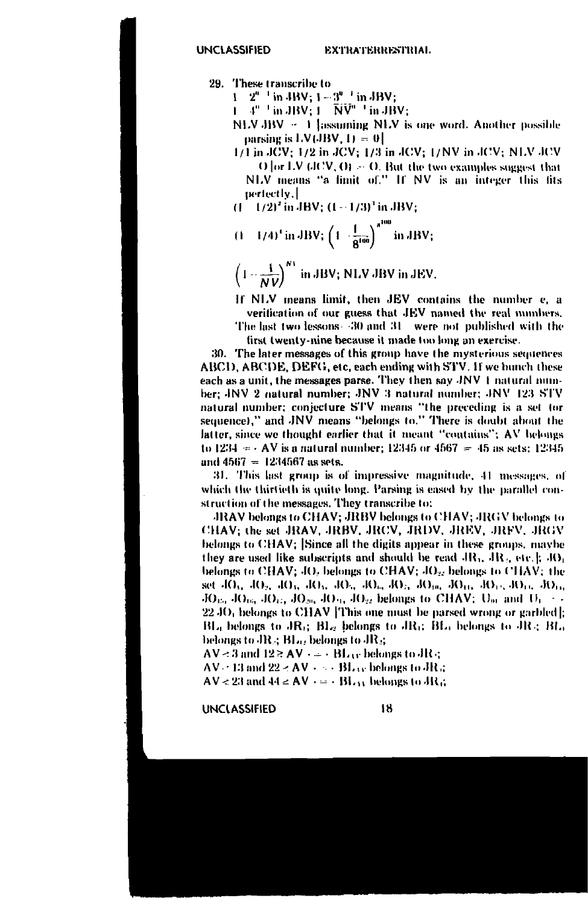29. These transcribe to

$1 - 2^{n} - 1$ in JBV; $1 - 3^{n} - 1$ in JBV;

$1 - 4^{n} - 1$ in JBV; $1 - \overline{NV}^{n} - 1$ in JBV;

NLV JBV $-$ 1 [assuming NLV is one word. Another possible parsing is LV(JBV, 1) = 0]

1/1 in JCV; 1/2 in JCV; 1/3 in JCV; 1/NV in JCV; NLV JCV 0 [or LV (JCV, 0) = 0. But the two examples suggest that NLV means "a limit of." If NV is an integer this fits perfectly.]

$(1 - 1/2)^2$ in JBV; $(1 - 1/3)^3$ in JBV;

$$(1 - 1/4)^4 \text{ in JBV; } \left(1 - \frac{1}{8^{100}}\right)^{8^{100}} \text{ in JBV;}$$

$$\left(1 - \frac{1}{NV}\right)^{NV} \text{ in JBV; NLV JBV in JEV.}$$

If NLV means limit, then JEV contains the number e, a verification of our guess that JEV named the real numbers.

The last two lessons—30 and 31—were not published with the first twenty-nine because it made too long an exercise.

30. The later messages of this group have the mysterious sequences ABCD, ABCDE, DEFG, etc, each ending with STV. If we bunch these each as a unit, the messages parse. They then say JNV 1 natural number; JNV 2 natural number; JNV 3 natural number; JNV 123 STV natural number; conjecture STV means "the preceding is a set (or sequence)," and JNV means "belongs to." There is doubt about the latter, since we thought earlier that it meant "contains"; AV belongs to 1234 $= \cdot$ AV is a natural number; 12345 or 4567 = 45 as sets; 12345 and 4567 = 1234567 as sets.

31. This last group is of impressive magnitude, 41 messages, of which the thirtieth is quite long. Parsing is eased by the parallel construction of the messages. They transcribe to:

JRAV belongs to CHAV; JRBV belongs to CHAV; JRGV belongs to CHAV; the set JRAV, JRBV, JRCV, JRDV, JREV, JRFV, JRGV belongs to CHAV; [Since all the digits appear in these groups, maybe they are used like subscripts and should be read $JR_1$, $JR_2$, etc.]; $JO_1$ belongs to CHAV; $JO_2$ belongs to CHAV; $JO_{22}$ belongs to CHAV; the set $JO_1$, $JO_2$, $JO_3$, $JO_4$, $JO_5$, $JO_6$, $JO_7$, $JO_{10}$, $JO_{11}$, $JO_{12}$, $JO_{13}$, $JO_{14}$, $JO_{15}$, $JO_{16}$, $JO_{17}$, $JO_{20}$, $JO_{21}$, $JO_{22}$ belongs to CHAV; $U_{10}$ and $U_1$ $\cdot$ $\cdot$ 22 $JO_1$ belongs to CHAV [This one must be parsed wrong or garbled]; $BL_1$ belongs to $JR_1$; $BL_2$ belongs to $JR_1$; $BL_3$ belongs to $JR_2$; $BL_4$ belongs to $JR_2$; $BL_{12}$ belongs to $JR_2$;

AV $<$ 3 and 12 $\geq$ AV $\cdot = \cdot$ $BL_{AV}$ belongs to $JR_2$;

AV $\cdot$ 13 and 22 $\geq$ AV $\cdot = \cdot$ $BL_{AV}$ belongs to $JR_3$;

AV $<$ 23 and 44 $\geq$ AV $\cdot = \cdot$ $BL_{AV}$ belongs to $JR_4$;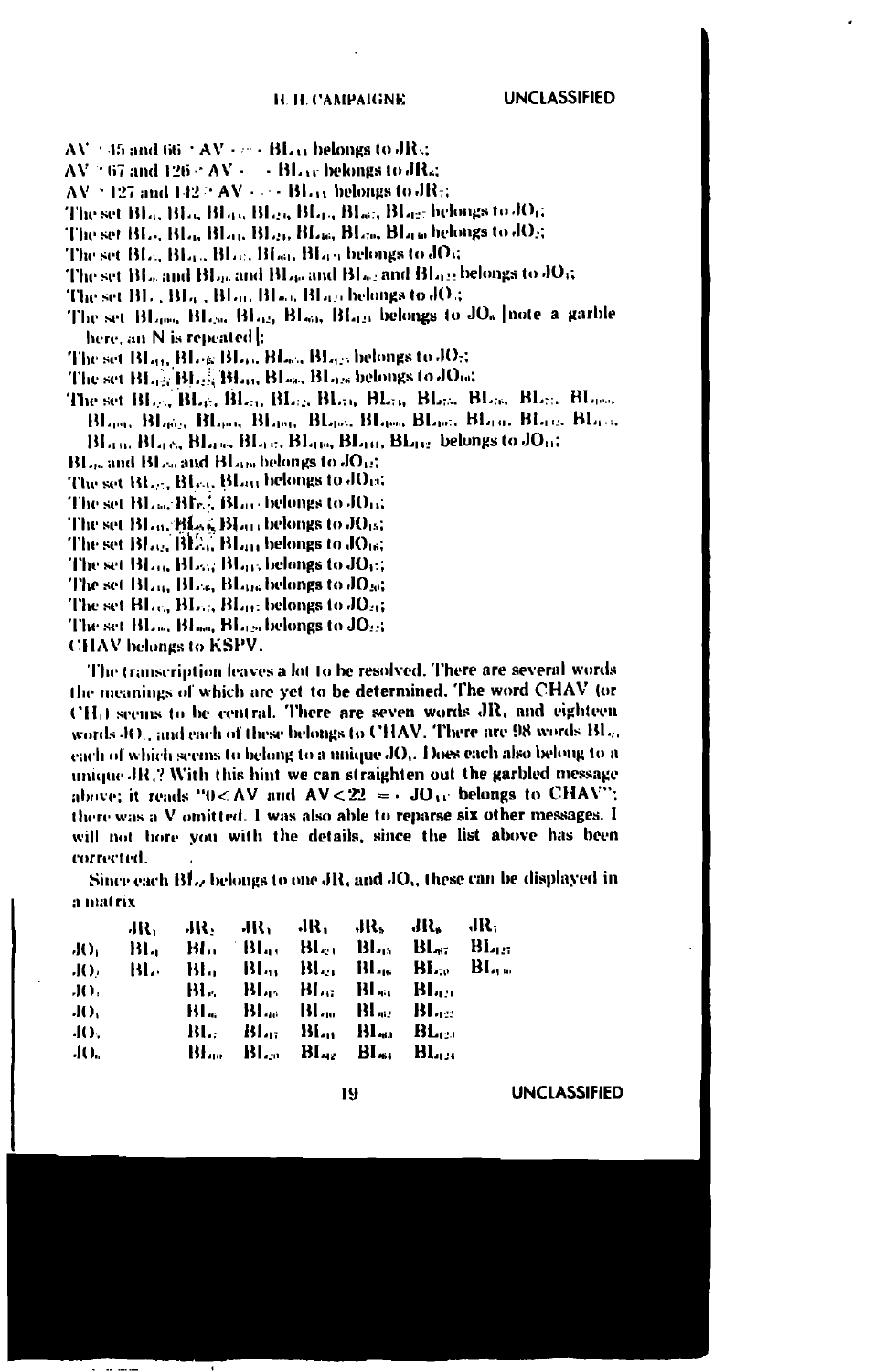$AV > 45$ and $66 > AV \Rightarrow BL_{11}$ belongs to $JR_5$;

$AV > 67$ and $126 > AV \Rightarrow BL_{11}$ belongs to $JR_6$;

$AV > 127$ and $142 > AV \Rightarrow BL_{11}$ belongs to $JR_7$;

The set $BL_4$, $BL_{11}$, $BL_{41}$, $BL_{21}$, $BL_{45}$, $BL_{67}$, $BL_{127}$ belongs to $JO_1$;

The set $BL_5$, $BL_{11}$, $BL_{44}$, $BL_{21}$, $BL_{46}$, $BL_{70}$, $BL_{140}$ belongs to $JO_2$;

The set $BL_6$, $BL_{43}$, $BL_{42}$, $BL_{61}$, $BL_{121}$ belongs to $JO_3$;

The set $BL_8$ and $BL_{46}$ and $BL_{60}$ and $BL_{62}$ and $BL_{122}$ belongs to $JO_4$;

The set $BL_7$, $BL_{47}$, $BL_{41}$, $BL_{63}$, $BL_{123}$ belongs to $JO_5$;

The set $BL_{100}$, $BL_{20}$, $BL_{42}$, $BL_{64}$, $BL_{124}$ belongs to $JO_6$ [note a garble here, an N is repeated];

The set $BL_{11}$, $BL_{28}$, $BL_{41}$, $BL_{65}$, $BL_{125}$ belongs to $JO_7$;

The set $BL_{12}$, $BL_{21}$, $BL_{44}$, $BL_{66}$, $BL_{126}$ belongs to $JO_{10}$;

The set $BL_{27}$, $BL_{25}$, $BL_{51}$, $BL_{52}$, $BL_{53}$, $BL_{54}$, $BL_{55}$, $BL_{56}$, $BL_{57}$, $BL_{100}$, $BL_{101}$, $BL_{102}$, $BL_{103}$, $BL_{104}$, $BL_{105}$, $BL_{106}$, $BL_{107}$, $BL_{110}$, $BL_{112}$, $BL_{113}$, $BL_{114}$, $BL_{115}$, $BL_{116}$, $BL_{117}$, $BL_{118}$, $BL_{111}$, $BL_{112}$ belongs to $JO_{11}$;

$BL_{16}$ and $BL_{50}$ and $BL_{110}$ belongs to $JO_{12}$;

The set $BL_{27}$, $BL_{54}$, $BL_{111}$ belongs to $JO_{13}$;

The set $BL_{18}$, $BL_{32}$, $BL_{112}$ belongs to $JO_{14}$;

The set $BL_{19}$, $BL_{56}$, $BL_{113}$ belongs to $JO_{15}$;

The set $BL_{22}$, $BL_{57}$, $BL_{114}$ belongs to $JO_{16}$;

The set $BL_{21}$, $BL_{53}$, $BL_{117}$ belongs to $JO_{17}$;

The set $BL_{24}$, $BL_{58}$, $BL_{118}$ belongs to $JO_{20}$;

The set $BL_{25}$, $BL_{57}$, $BL_{117}$ belongs to $JO_{21}$;

The set $BL_{26}$, $BL_{60}$, $BL_{120}$ belongs to $JO_{22}$;

CHAV belongs to KSPV.

The transcription leaves a lot to be resolved. There are several words the meanings of which are yet to be determined. The word CHAV (or $CH_1$) seems to be central. There are seven words $JR_i$ and eighteen words $JO_i$, and each of these belongs to CHAV. There are 98 words $BL_n$, each of which seems to belong to a unique $JO_i$. Does each also belong to a unique $JR_i$? With this hint we can straighten out the garbled message above; it reads "$0 < AV$ and $AV < 22 \Rightarrow JO_{11}$ belongs to CHAV"; there was a V omitted. I was also able to reparse six other messages. I will not bore you with the details, since the list above has been corrected.

Since each $BL_n$ belongs to one $JR_i$ and $JO_i$, these can be displayed in a matrix

| | $JR_1$ | $JR_2$ | $JR_3$ | $JR_4$ | $JR_5$ | $JR_6$ | $JR_7$ |
|---|---|---|---|---|---|---|---|
| $JO_1$ | $BL_4$ | $BL_{11}$ | $BL_{41}$ | $BL_{21}$ | $BL_{45}$ | $BL_{67}$ | $BL_{127}$ |
| $JO_2$ | $BL_5$ | $BL_{11}$ | $BL_{44}$ | $BL_{21}$ | $BL_{46}$ | $BL_{70}$ | $BL_{140}$ |
| $JO_3$ | | $BL_6$ | $BL_{43}$ | $BL_{42}$ | $BL_{61}$ | $BL_{121}$ | |
| $JO_4$ | | $BL_8$ | $BL_{46}$ | $BL_{60}$ | $BL_{62}$ | $BL_{122}$ | |
| $JO_5$ | | $BL_7$ | $BL_{47}$ | $BL_{41}$ | $BL_{63}$ | $BL_{123}$ | |
| $JO_6$ | | $BL_{100}$ | $BL_{20}$ | $BL_{42}$ | $BL_{64}$ | $BL_{124}$ | |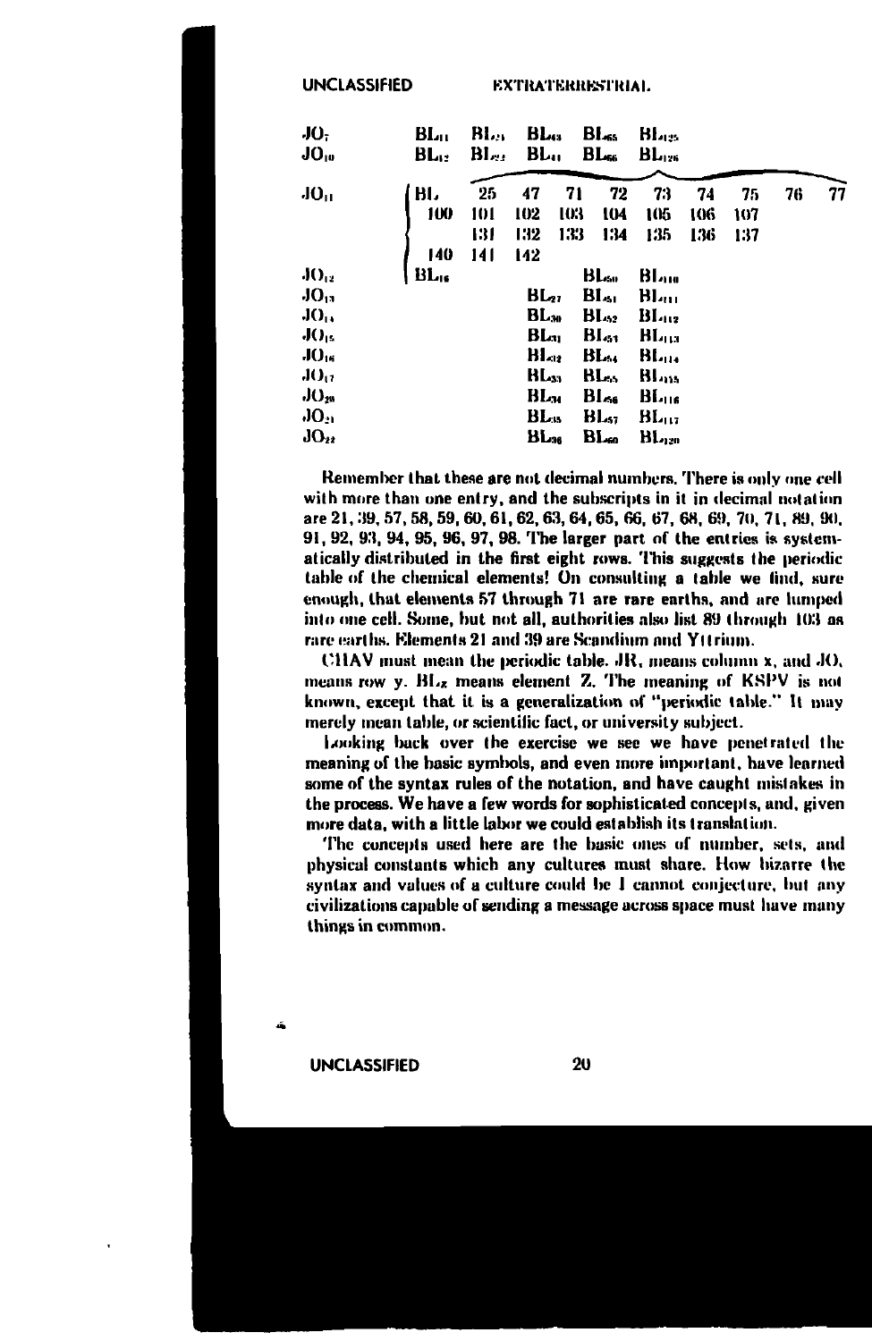| | | | | | | | | | | |
|---|---|---|---|---|---|---|---|---|---|---|
| $JO_7$ | $BL_{11}$ | $BL_{21}$ | $BL_{43}$ | | $BL_{65}$ | $BL_{125}$ | | | | |
| $JO_{10}$ | $BL_{12}$ | $BL_{22}$ | $BL_{44}$ | | $BL_{66}$ | $BL_{126}$ | | | | |
| $JO_{11}$ | BL | 25 | 47 | 71 | 72 | 73 | 74 | 75 | 76 | 77 |
| | 100 | 101 | 102 | 103 | 104 | 105 | 106 | 107 | | |
| | | 131 | 132 | 133 | 134 | 135 | 136 | 137 | | |
| | 140 | 141 | 142 | | | | | | | |
| $JO_{12}$ | $BL_{16}$ | | | | $BL_{50}$ | $BL_{110}$ | | | | |
| $JO_{13}$ | | | $BL_{27}$ | | $BL_{51}$ | $BL_{111}$ | | | | |
| $JO_{14}$ | | | $BL_{30}$ | | $BL_{52}$ | $BL_{112}$ | | | | |
| $JO_{15}$ | | | $BL_{31}$ | | $BL_{53}$ | $BL_{113}$ | | | | |
| $JO_{16}$ | | | $BL_{32}$ | | $BL_{54}$ | $BL_{114}$ | | | | |
| $JO_{17}$ | | | $BL_{33}$ | | $BL_{55}$ | $BL_{115}$ | | | | |
| $JO_{20}$ | | | $BL_{34}$ | | $BL_{56}$ | $BL_{116}$ | | | | |
| $JO_{21}$ | | | $BL_{35}$ | | $BL_{57}$ | $BL_{117}$ | | | | |
| $JO_{22}$ | | | $BL_{36}$ | | $BL_{60}$ | $BL_{120}$ | | | | |

Remember that these are not decimal numbers. There is only one cell with more than one entry, and the subscripts in it in decimal notation are 21, 39, 57, 58, 59, 60, 61, 62, 63, 64, 65, 66, 67, 68, 69, 70, 71, 89, 90, 91, 92, 93, 94, 95, 96, 97, 98. The larger part of the entries is systematically distributed in the first eight rows. This suggests the periodic table of the chemical elements! On consulting a table we find, sure enough, that elements 57 through 71 are rare earths, and are lumped into one cell. Some, but not all, authorities also list 89 through 103 as rare earths. Elements 21 and 39 are Scandium and Yttrium.

CHAV must mean the periodic table. $JR_x$ means column x, and $JO_y$ means row y. $BL_z$ means element Z. The meaning of KSPV is not known, except that it is a generalization of "periodic table." It may merely mean table, or scientific fact, or university subject.

Looking back over the exercise we see we have penetrated the meaning of the basic symbols, and even more important, have learned some of the syntax rules of the notation, and have caught mistakes in the process. We have a few words for sophisticated concepts, and, given more data, with a little labor we could establish its translation.

The concepts used here are the basic ones of number, sets, and physical constants which any cultures must share. How bizarre the syntax and values of a culture could be I cannot conjecture, but any civilizations capable of sending a message across space must have many things in common.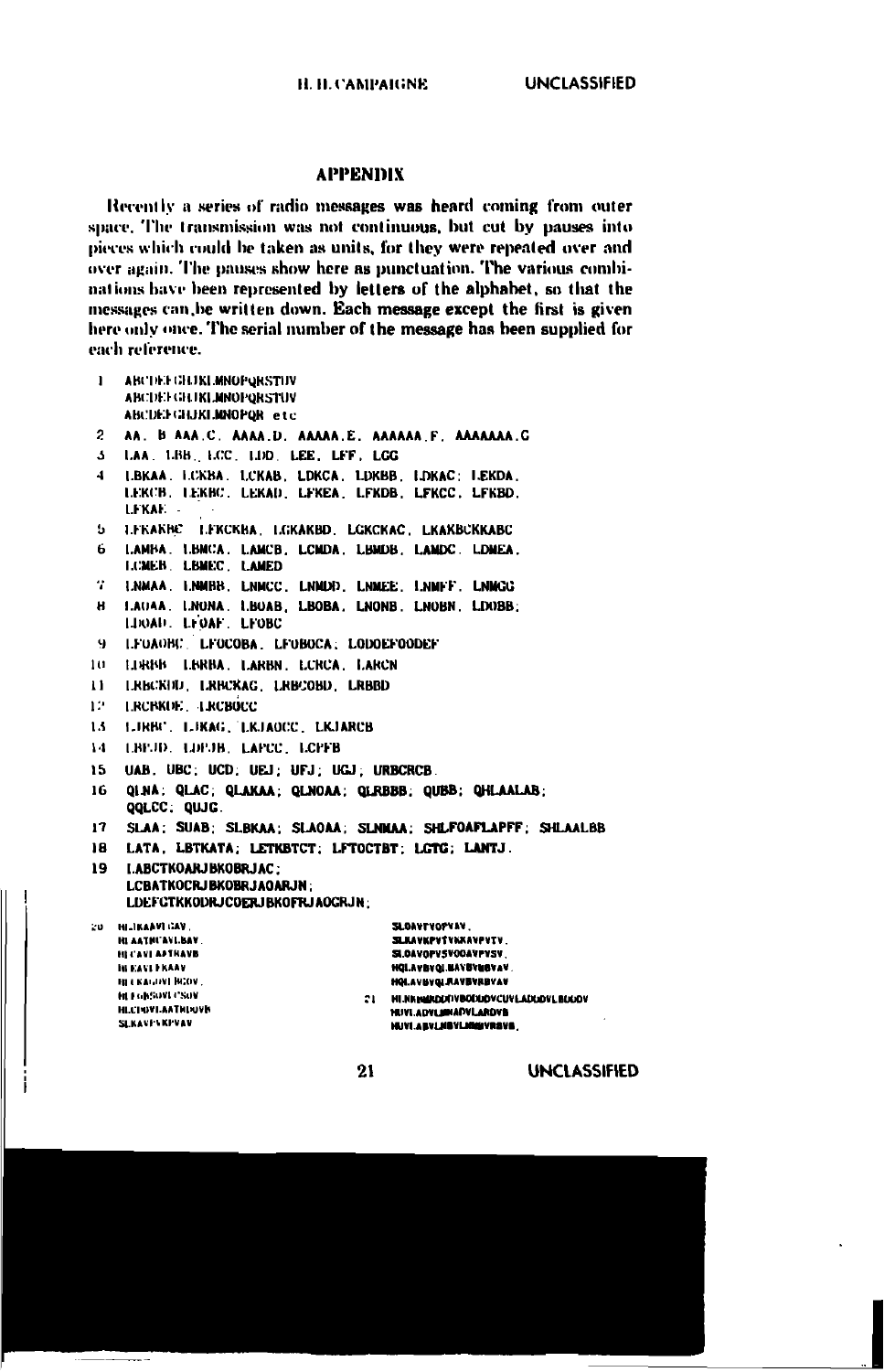## APPENDIX

Recently a series of radio messages was heard coming from outer space. The transmission was not continuous, but cut by pauses into pieces which could be taken as units, for they were repeated over and over again. The pauses show here as punctuation. The various combinations have been represented by letters of the alphabet, so that the messages can be written down. Each message except the first is given here only once. The serial number of the message has been supplied for each reference.

1 ABCDEFGHIJKLMNOPQRSTUV
ABCDEFGHIJKLMNOPQRSTUV
ABCDEFGHIJKLMNOPQR etc

2 AA. B AAA.C. AAAA.D. AAAAA.E. AAAAAA.F. AAAAAAA.G

3 LAA. LBB. LCC. LDD. LEE. LFF. LGG

4 LBKAA. LCKBA. LCKAB. LDKCA. LDKBB. LDKAC; LEKDA.
LEKCB. LEKBC. LEKAD. LFKEA. LFKDB. LFKCC. LFKBD.
LFKAE

5 LFKAKBC LFKCKBA. LGKAKBD. LGKCKAC. LKAKBCKKABC

6 LAMBA. LBMCA. LAMCB. LCMDA. LBMDB. LAMDC. LDMEA.
LCMEB. LBMEC. LAMED

7 LNMAA. LNMBB. LNMCC. LNMDD. LNMEE. LNMFF. LNMGG

8 LAOAA. LNONA. LBOAB. LBOBA. LNONB. LNOBN. LDOBB;
LDOAD. LFOAF. LFOBC

9 LFOAOBC. LFOCOBA. LFOBOCA; LODOEFOODEF

10 LDRBB LBRBA. LARBN. LCRCA. LARCN

11 LRBCKDD. LRBCKAG. LRBCOBD. LRBBD

12 LRCBKDE. LRCBOCC

13 LJRBC. LJKAG. LKJAOCC. LKJARCB

14 LBPJD. LDPJB. LAPCC. LCPFB

15 UAB. UBC; UCD; UEJ; UFJ; UGJ; URBCRCB.

16 QLNA; QLAC; QLAKAA; QLNOAA; QLRBBB; QUBB; QHLAALAB;
QQLCC; QUJG.

17 SLAA; SUAB; SLBKAA; SLAOAA; SLNMAA; SHLFOAFLAPFF; SHLAALBB

18 LATA. LBTKATA; LETKBTCT; LFTOCTBT; LGTG; LANTJ.

19 LABCTKOARJBKOBRJAC;
LCBATKOCRJBKOBRJAOARJN;
LDEFCTKKODRJCOERJBKOFRJAOCRJN;

20 HLJKAAVLGAV.
HLAATHCAVLBAV.
HLCAVLABTHAVB
HLKAVLFKAAV
HLCKAJOVLBCOV.
HLFOBSOVLCSOV
HLCDOVLAATHDOVB
SLKAVPVKPVAV
SLOAVPVOPVAV.
SLKAVKPVTVKKAVPVTV.
SLOAVOPVSVOOAVPVSV.
HQLAVBVQLBAVBVBBVAV.
HQLAVBVQLRAVBVRBVAV

21 HLNKNMRDDDVBODDDVCUVLADDDVLBDDDV
HUVLADVLMNADVLARDVB
HUVLABVLNBVLMNBVRBVB.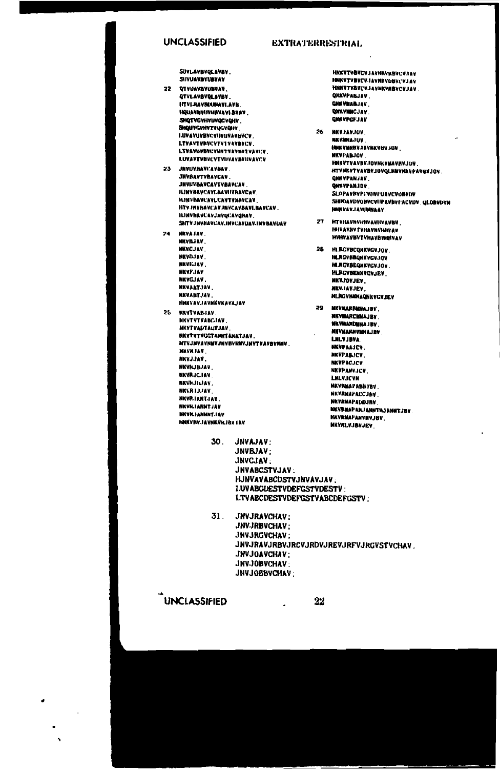SUVLAVBVQLAVBV.
SIIVUAVBVUBVAV

22 QTVUAVBVUBVAV.
QTVLAVBVQLAVBV.
HTVLRAVBDUNAVLAVB.
HQUAVBVUVIBVAVLBVAV.
SHQTVCVHVUVQCVQHV.
SHQUVCVHVTVQCVQHV.
LUVAVUVBVCVIIVIIVAVBVCV.
LTVAVTVBVCVTVTVAVBVCV.
LTVAVIIVBVCVIIVTVAVHVTVAVCV.
LUVAVTVBVCVTVIIVAVBVIIVAVCV

23 JNVUVHAVCAVBAV.
JNVBAVTVBAVCAV.
JNVUVBAVCAVTVBAVCAV.
HJNVBAVCAVLBAVIIVBAVCAV.
HJNVBAVCAVLCAVTVBAVCAV.
HTVJNVBAVCAVJNVCAVBAVLBAVCAV.
HJNVBAVCAVJNVQCAVQBAV.
SHTVJNVBAVCAVJNVCAVUAVJNVBAVUAV

24 NKVAJAV.
NKVBJAV.
NKVCJAV.
NKVDJAV.
NKVEJAV.
NKVFJAV.
NKVGJAV.
NKVAATJAV.
NKVABTJAV.
HNKVAVJAVNKVKAVAJAV

25 NKVTVABJAV.
NKVTVTVABCJAV.
NKVTVADTAGTJAV.
NKVTVTVCGTANNTANATJAV.
HTVJNVAVNBVJNVBVNNVJNVTVAVBVNNV.
NKVNJAV.
NKVJJAV.
NKVRJBJAV.
NKVRJCJAV.
NKVRJIJAV.
NKVRJJJAV.
NKVRJANTJAV.
NKVRJANNTJAV
NKVRJANNNTJAV
HNKVRVJAVNKVRJBVJAV

HNKVTVBVCVJAVNKVKBVCVJAV
HNKVTVBVCVJAVNKVUBVCVJAV
HNKVTVBVCVJAVNKVRBVCVJAV.
QNKVPABJAV.
QNKVNABJAV.
QNKVNBCJAV.
QNKVPGFJAV

26 NKVJAVJOV.
NKVBNAJOV.
HNKVBNBVJAVNKVBVJOV.
NKVPABJOV.
HNKVTVAVRVJOVNKVBAVRVJOV.
HTVNKVTVAVBVJOVQLNBVNKVPAVBVJOV.
QNKVPANJAV.
QNKVPANJOV
SLOPAVBVPLVIIVPUAVCVQRVDV
SHROAVDVQHVCVIIPAVBVPACVDV.QLOBVDVN
HNKVAVJAVUNNAAV

27 HTVHAVHVIIBVAVHVAVBV.
HHIVAVHVTVHAVHVIIIVAV
HVHVAVBVTVHAVBVHHVAV

28 HLRGVBCQNKVGVJOV.
HLRGVBBQNKVGVJQV
HLRGVBEQNKVGVJOV.
HLRGVBENKVGVJEV.
NKVJOVJEV.
NKVJAVJEV.
HLRGVBNNAQNKVGVJEV

29 NKVNARBNNAJBV.
NKVNARCNNAJBV.
NKVNARDNNAJBV.
NKVNARNVNNAJBV.
LNLVJBVA.
NKVPAAJCV.
NKVPABJCV.
NKVPACJCV.
NKVPANVJCV.
LNLVJCVN
NKVNNAPABBJBV.
NKVNNAPACCJBV.
NKVNNAPADDJBV.
NKVNNAPANJANNTNJANNTJBV.
NKVNNAPANVNVJBV.
NKVNLVJBVJEV.

30. JNVAJAV;
JNVBJAV;
JNVCJAV;
JNVABCSTVJAV;
HJNVAVABCDSTVJNVAVJAV;
LUVABCDESTVDEFGSTVDESTV;
LTVABCDESTVDEFGSTVABCDEFGSTV;

31. JNVJRAVCHAV;
JNVJRBVCHAV;
JNVJRGVCHAV;
JNVJRAVJRBVJRCVJRDVJREVJRFVJRGVSTVCHAV.
JNVJOAVCHAV;
JNVJOBVCHAV;
JNVJOBBVCHAV;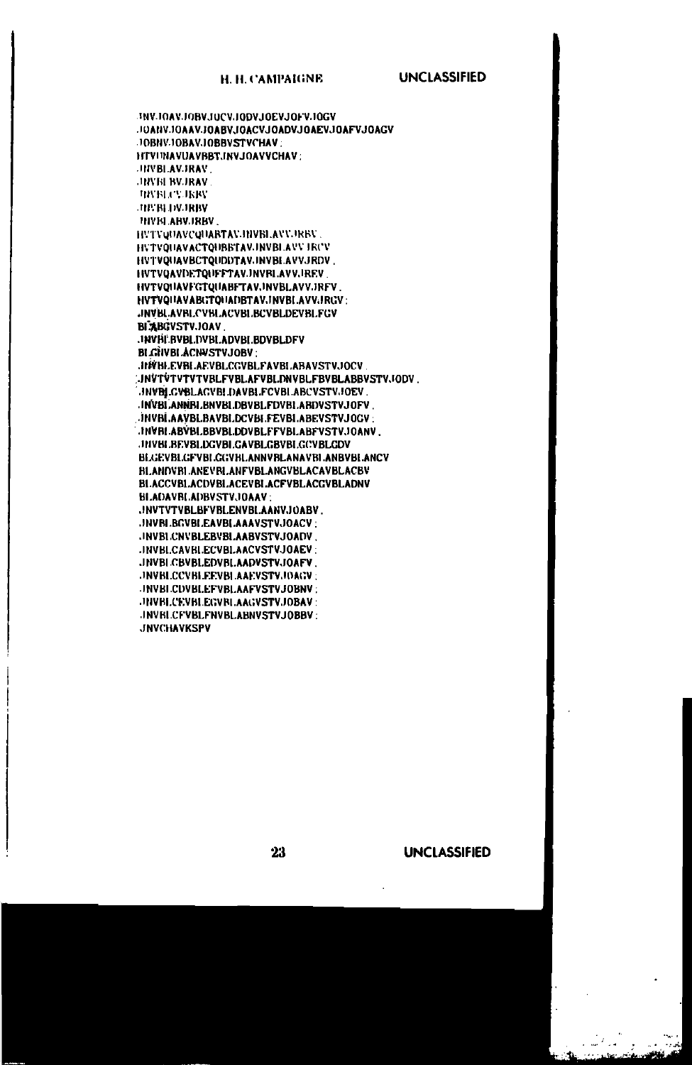```
.INV.JOAV.JOBV.JOCV.JODV.JOEV.JOFV.JOGV
.JOANV.JOAAV.JOABV.JOACV.JOADV.JOAEV.JOAFV.JOAGV
.JOBNV.JOBAV.JOBBVSTVCHAV;
HTVHNAVUAVBBT.INV.JOAVVCHAV;
.INVBLAV.IRAV.
.INVBLBV.IRAV.
.INVBLCV.IRBV
.INVBLDV.IRBV
.INVBLABV.IRBV.
HVTVQUAVCQUABTAV.INVBLAVV.IRBV.
HVTVQUAVACTQUBBTAV.INVBLAVV.IRCV
HVTVQUAVBCTQUDDTAV.INVBLAVV.IRDV.
HVTVQAVDETQUFFTAV.INVBLAVV.IREV.
HVTVQUAVFGTQUABFTAV.INVBLAVV.IRFV.
HVTVQUAVABGTQUADBTAV.INVBLAVV.IRGV;
.INVBLAVBLCVBLACVBLBCVBLDEVBLFGV
BLABGVSTV.JOAV.
.INVBLBVBLDVBLADVBLBDVBLDFV
BLGHVBLACNVSTVJOBV;
.INVBLEVBLAEVBLCGVBLFAVBLABAVSTV.JOCV.
.INVTVTVTVTVBLFVBLAFVBLDNVBLFBVBLABBVSTV.JODV.
.INVBLGVBLAGVBLDAVBLFCVBLABCVSTV.JOEV.
.INVBLANNBLBNVBLDBVBLFDVBLABDVSTVJOFV.
.INVBLAAVBLBAVBLDCVBLFEVBLABEVSTVJOGV;
.INVBLABVBLBBVBLDDVBLFFVBLABFVSTV.JOANV.
.INVBLBEVBLDGVBLGAVBLGBVBLGCVBLGDV
BLGEVBLGFVBLGGVBLANNVBLANAVBLANBVBLANCV
BLANDVBLANEVBLANFVBLANGVBLACAVBLACBV
BLACCVBLACDVBLACEVBLACFVBLACGVBLADNV
BLADAVBLADBVSTV.JOAAV;
.INVTVTVBLBFVBLENVBLAANV.JOABV.
.INVBLBGVBLEAVBLAAAVSTV.JOACV;
.INVBLCNVBLEBVBLAABVSTVJOADV.
.INVBLCAVBLECVBLAACVSTVJOAEV;
.INVBLCBVBLEDVBLAADVSTV.JOAFV.
.INVBLCCVBLEEVBLAAEVSTV.JOAGV;
.INVBLCDVBLEFVBLAAFVSTVJOBNV;
.INVBLCEVBLEGVBLAAGVSTV.JOBAV;
.INVBLCFVBLFNVBLABNVSTVJOBBV;
.INVCHAVKSPV
```